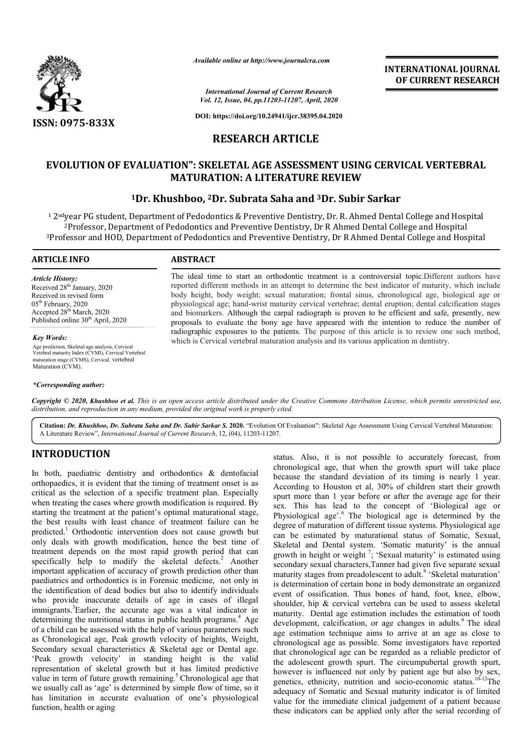**RESEARCH ARTICLE**

# EVOLUTION OF EVALUATION": SKELETAL AGE ASSESSMENT USING CERVICAL VERTEBRAL MATURATION: A LITERATURE REVIEW

**[1]Dr. Khushboo, [2]Dr. Subrata Saha and [3]Dr. Subir Sarkar**

[1] 2nd year PG student, Department of Pedodontics & Preventive Dentistry, Dr. R. Ahmed Dental College and Hospital
[2] Professor, Department of Pedodontics and Preventive Dentistry, Dr R Ahmed Dental College and Hospital
[3] Professor and HOD, Department of Pedodontics and Preventive Dentistry, Dr R Ahmed Dental College and Hospital

**ARTICLE INFO**

*Article History:*
Received 28th January, 2020
Received in revised form 05th February, 2020
Accepted 28th March, 2020
Published online 30th April, 2020

*Key Words:*
Age prediction, Skeletal age analysis, Cervical Vetebral maturity Index (CVMI), Cervical Vertebral maturation stage (CVMS), Cervical. vertebral Maturation (CVM).

*\*Corresponding author:*

**ABSTRACT**

The ideal time to start an orthodontic treatment is a controversial topic.Different authors have reported different methods in an attempt to determine the best indicator of maturity, which include body height, body weight; sexual maturation; frontal sinus, chronological age, biological age or physiological age; hand-wrist maturity cervical vertebrae; dental eruption; dental calcification stages and biomarkers. Although the carpal radiograph is proven to be efficient and safe, presently, new proposals to evaluate the bony age have appeared with the intention to reduce the number of radiographic exposures to the patients. The purpose of this article is to review one such method, which is Cervical vertebral maturation analysis and its various application in dentistry.

*Copyright © 2020, Khushboo et al. This is an open access article distributed under the Creative Commons Attribution License, which permits unrestricted use, distribution, and reproduction in any medium, provided the original work is properly cited.*

**Citation:** *Dr. Khushboo, Dr. Subrata Saha and Dr. Subir Sarkar S.* **2020.** "Evolution Of Evaluation": Skeletal Age Assessment Using Cervical Vertebral Maturation: A Literature Review", *International Journal of Current Research*, 12, (04), 11203-11207.

## INTRODUCTION

In both, paediatric dentistry and orthodontics & dentofacial orthopaedics, it is evident that the timing of treatment onset is as critical as the selection of a specific treatment plan. Especially when treating the cases where growth modification is required. By starting the treatment at the patient's optimal maturational stage, the best results with least chance of treatment failure can be predicted.[1] Orthodontic intervention does not cause growth but only deals with growth modification, hence the best time of treatment depends on the most rapid growth period that can specifically help to modify the skeletal defects.[2] Another important application of accuracy of growth prediction other than paediatrics and orthodontics is in Forensic medicine, not only in the identification of dead bodies but also to identify individuals who provide inaccurate details of age in cases of illegal immigrants.[3]Earlier, the accurate age was a vital indicator in determining the nutritional status in public health programs.[4] Age of a child can be assessed with the help of various parameters such as Chronological age, Peak growth velocity of heights, Weight, Secondary sexual characteristics & Skeletal age or Dental age. 'Peak growth velocity' in standing height is the valid representation of skeletal growth but it has limited predictive value in term of future growth remaining.[5] Chronological age that we usually call as 'age' is determined by simple flow of time, so it has limitation in accurate evaluation of one's physiological function, health or aging status. Also, it is not possible to accurately forecast, from chronological age, that when the growth spurt will take place because the standard deviation of its timing is nearly 1 year. According to Houston et al, 30% of children start their growth spurt more than 1 year before or after the average age for their sex. This has lead to the concept of 'Biological age or Physiological age'.[6] The biological age is determined by the degree of maturation of different tissue systems. Physiological age can be estimated by maturational status of Somatic, Sexual, Skeletal and Dental system. 'Somatic maturity' is the annual growth in height or weight [7]; 'Sexual maturity' is estimated using secondary sexual characters,Tanner had given five separate sexual maturity stages from preadolescent to adult.[8] 'Skeletal maturation' is determination of certain bone in body demonstrate an organized event of ossification. Thus bones of hand, foot, knee, elbow, shoulder, hip & cervical vertebra can be used to assess skeletal maturity. Dental age estimation includes the estimation of tooth development, calcification, or age changes in adults.[9] The ideal age estimation technique aims to arrive at an age as close to chronological age as possible. Some investigators have reported that chronological age can be regarded as a reliable predictor of the adolescent growth spurt. The circumpubertal growth spurt, however is influenced not only by patient age but also by sex, genetics, ethnicity, nutrition and socio-economic status.[10-12]The adequacy of Somatic and Sexual maturity indicator is of limited value for the immediate clinical judgement of a patient because these indicators can be applied only after the serial recording of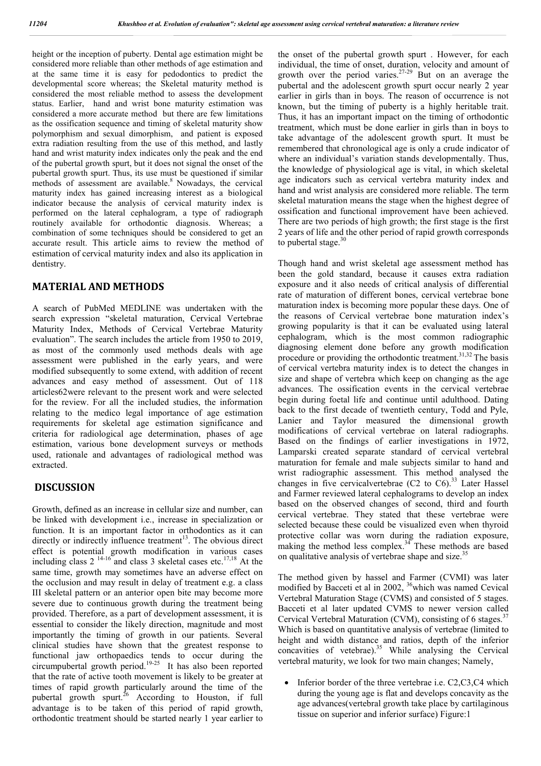height or the inception of puberty. Dental age estimation might be considered more reliable than other methods of age estimation and at the same time it is easy for pedodontics to predict the developmental score whereas; the Skeletal maturity method is considered the most reliable method to assess the development status. Earlier, hand and wrist bone maturity estimation was considered a more accurate method but there are few limitations as the ossification sequence and timing of skeletal maturity show polymorphism and sexual dimorphism, and patient is exposed extra radiation resulting from the use of this method, and lastly hand and wrist maturity index indicates only the peak and the end of the pubertal growth spurt, but it does not signal the onset of the pubertal growth spurt. Thus, its use must be questioned if similar methods of assessment are available.[8] Nowadays, the cervical maturity index has gained increasing interest as a biological indicator because the analysis of cervical maturity index is performed on the lateral cephalogram, a type of radiograph routinely available for orthodontic diagnosis. Whereas; a combination of some techniques should be considered to get an accurate result. This article aims to review the method of estimation of cervical maturity index and also its application in dentistry.

## MATERIAL AND METHODS

A search of PubMed MEDLINE was undertaken with the search expression "skeletal maturation, Cervical Vertebrae Maturity Index, Methods of Cervical Vertebrae Maturity evaluation". The search includes the article from 1950 to 2019, as most of the commonly used methods deals with age assessment were published in the early years, and were modified subsequently to some extend, with addition of recent advances and easy method of assessment. Out of 118 articles62were relevant to the present work and were selected for the review. For all the included studies, the information relating to the medico legal importance of age estimation requirements for skeletal age estimation significance and criteria for radiological age determination, phases of age estimation, various bone development surveys or methods used, rationale and advantages of radiological method was extracted.

## DISCUSSION

Growth, defined as an increase in cellular size and number, can be linked with development i.e., increase in specialization or function. It is an important factor in orthodontics as it can directly or indirectly influence treatment[13]. The obvious direct effect is potential growth modification in various cases including class 2 [14-16] and class 3 skeletal cases etc.[17,18] At the same time, growth may sometimes have an adverse effect on the occlusion and may result in delay of treatment e.g. a class III skeletal pattern or an anterior open bite may become more severe due to continuous growth during the treatment being provided. Therefore, as a part of development assessment, it is essential to consider the likely direction, magnitude and most importantly the timing of growth in our patients. Several clinical studies have shown that the greatest response to functional jaw orthopaedics tends to occur during the circumpubertal growth period.[19-25] It has also been reported that the rate of active tooth movement is likely to be greater at times of rapid growth particularly around the time of the pubertal growth spurt.[26] According to Houston, if full advantage is to be taken of this period of rapid growth, orthodontic treatment should be started nearly 1 year earlier to the onset of the pubertal growth spurt . However, for each individual, the time of onset, duration, velocity and amount of growth over the period varies.[27-29] But on an average the pubertal and the adolescent growth spurt occur nearly 2 year earlier in girls than in boys. The reason of occurrence is not known, but the timing of puberty is a highly heritable trait. Thus, it has an important impact on the timing of orthodontic treatment, which must be done earlier in girls than in boys to take advantage of the adolescent growth spurt. It must be remembered that chronological age is only a crude indicator of where an individual's variation stands developmentally. Thus, the knowledge of physiological age is vital, in which skeletal age indicators such as cervical vertebra maturity index and hand and wrist analysis are considered more reliable. The term skeletal maturation means the stage when the highest degree of ossification and functional improvement have been achieved. There are two periods of high growth; the first stage is the first 2 years of life and the other period of rapid growth corresponds to pubertal stage.[30]

Though hand and wrist skeletal age assessment method has been the gold standard, because it causes extra radiation exposure and it also needs of critical analysis of differential rate of maturation of different bones, cervical vertebrae bone maturation index is becoming more popular these days. One of the reasons of Cervical vertebrae bone maturation index's growing popularity is that it can be evaluated using lateral cephalogram, which is the most common radiographic diagnosing element done before any growth modification procedure or providing the orthodontic treatment.[31,32] The basis of cervical vertebra maturity index is to detect the changes in size and shape of vertebra which keep on changing as the age advances. The ossification events in the cervical vertebrae begin during foetal life and continue until adulthood. Dating back to the first decade of twentieth century, Todd and Pyle, Lanier and Taylor measured the dimensional growth modifications of cervical vertebrae on lateral radiographs. Based on the findings of earlier investigations in 1972, Lamparski created separate standard of cervical vertebral maturation for female and male subjects similar to hand and wrist radiographic assessment. This method analysed the changes in five cervicalvertebrae (C2 to C6).[33] Later Hassel and Farmer reviewed lateral cephalograms to develop an index based on the observed changes of second, third and fourth cervical vertebrae. They stated that these vertebrae were selected because these could be visualized even when thyroid protective collar was worn during the radiation exposure, making the method less complex.[34] These methods are based on qualitative analysis of vertebrae shape and size.[35]

The method given by hassel and Farmer (CVMI) was later modified by Bacceti et al in 2002, [36]which was named Cevical Vertebral Maturation Stage (CVMS) and consisted of 5 stages. Bacceti et al later updated CVMS to newer version called Cervical Vertebral Maturation (CVM), consisting of 6 stages.[37] Which is based on quantitative analysis of vertebrae (limited to height and width distance and ratios, depth of the inferior concavities of vetebrae).[35] While analysing the Cervical vertebral maturity, we look for two main changes; Namely,

- Inferior border of the three vertebrae i.e. C2,C3,C4 which during the young age is flat and develops concavity as the age advances(vertebral growth take place by cartilaginous tissue on superior and inferior surface) Figure:1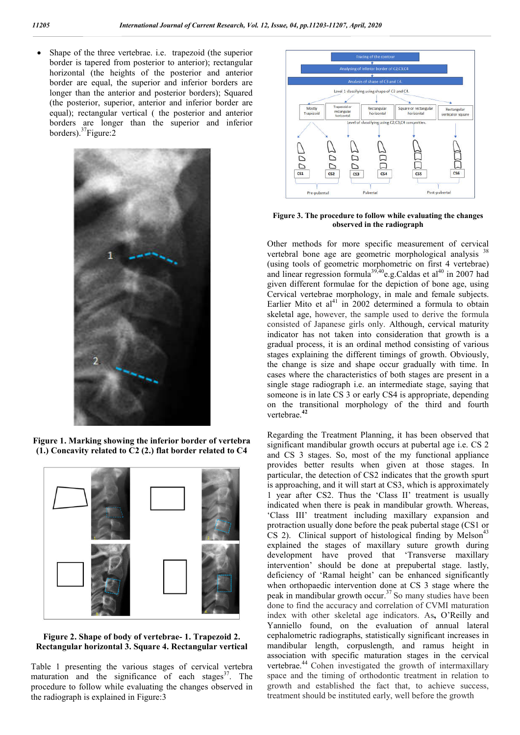- Shape of the three vertebrae. i.e. trapezoid (the superior border is tapered from posterior to anterior); rectangular horizontal (the heights of the posterior and anterior border are equal, the superior and inferior borders are longer than the anterior and posterior borders); Squared (the posterior, superior, anterior and inferior border are equal); rectangular vertical ( the posterior and anterior borders are longer than the superior and inferior borders).[37]Figure:2

**Figure 1. Marking showing the inferior border of vertebra (1.) Concavity related to C2 (2.) flat border related to C4**

**Figure 2. Shape of body of vertebrae- 1. Trapezoid 2. Rectangular horizontal 3. Square 4. Rectangular vertical**

Table 1 presenting the various stages of cervical vertebra maturation and the significance of each stages[37]. The procedure to follow while evaluating the changes observed in the radiograph is explained in Figure:3

**Figure 3. The procedure to follow while evaluating the changes observed in the radiograph**

Other methods for more specific measurement of cervical vertebral bone age are geometric morphological analysis [38] (using tools of geometric morphometric on first 4 vertebrae) and linear regression formula[39,40]e.g.Caldas et al[40] in 2007 had given different formulae for the depiction of bone age, using Cervical vertebrae morphology, in male and female subjects. Earlier Mito et al[41] in 2002 determined a formula to obtain skeletal age, however, the sample used to derive the formula consisted of Japanese girls only. Although, cervical maturity indicator has not taken into consideration that growth is a gradual process, it is an ordinal method consisting of various stages explaining the different timings of growth. Obviously, the change is size and shape occur gradually with time. In cases where the characteristics of both stages are present in a single stage radiograph i.e. an intermediate stage, saying that someone is in late CS 3 or early CS4 is appropriate, depending on the transitional morphology of the third and fourth vertebrae.[42]

Regarding the Treatment Planning, it has been observed that significant mandibular growth occurs at pubertal age i.e. CS 2 and CS 3 stages. So, most of the my functional appliance provides better results when given at those stages. In particular, the detection of CS2 indicates that the growth spurt is approaching, and it will start at CS3, which is approximately 1 year after CS2. Thus the 'Class II' treatment is usually indicated when there is peak in mandibular growth. Whereas, 'Class III' treatment including maxillary expansion and protraction usually done before the peak pubertal stage (CS1 or CS 2). Clinical support of histological finding by Melson[43] explained the stages of maxillary suture growth during development have proved that 'Transverse maxillary intervention' should be done at prepubertal stage. lastly, deficiency of 'Ramal height' can be enhanced significantly when orthopaedic intervention done at CS 3 stage where the peak in mandibular growth occur.[37] So many studies have been done to find the accuracy and correlation of CVMI maturation index with other skeletal age indicators. As**,** O'Reilly and Yanniello found, on the evaluation of annual lateral cephalometric radiographs, statistically significant increases in mandibular length, corpuslength, and ramus height in association with specific maturation stages in the cervical vertebrae.[44] Cohen investigated the growth of intermaxillary space and the timing of orthodontic treatment in relation to growth and established the fact that, to achieve success, treatment should be instituted early, well before the growth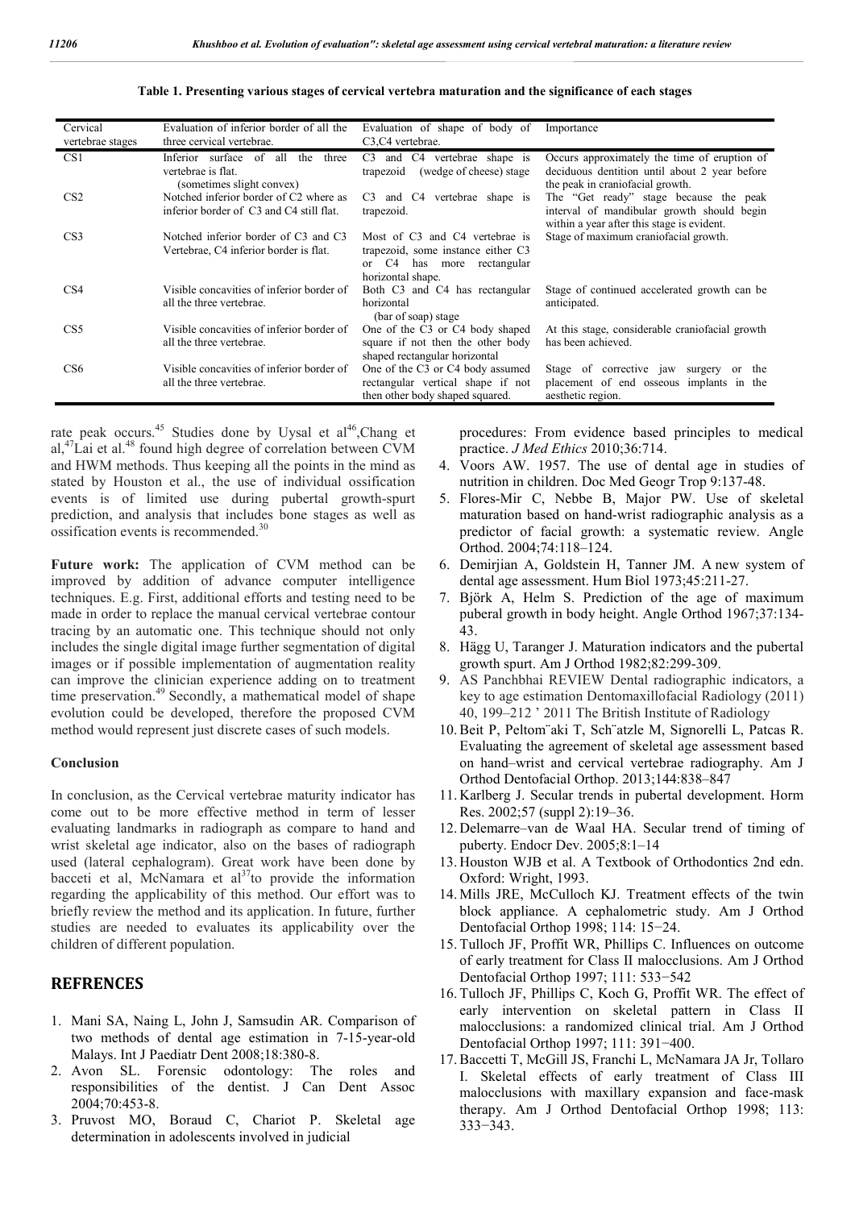**Table 1. Presenting various stages of cervical vertebra maturation and the significance of each stages**

| Cervical vertebrae stages | Evaluation of inferior border of all the three cervical vertebrae. | Evaluation of shape of body of C3,C4 vertebrae. | Importance |
|---|---|---|---|
| CS1 | Inferior surface of all the three vertebrae is flat. (sometimes slight convex) | C3 and C4 vertebrae shape is trapezoid (wedge of cheese) stage | Occurs approximately the time of eruption of deciduous dentition until about 2 year before the peak in craniofacial growth. |
| CS2 | Notched inferior border of C2 where as inferior border of C3 and C4 still flat. | C3 and C4 vertebrae shape is trapezoid. | The "Get ready" stage because the peak interval of mandibular growth should begin within a year after this stage is evident. |
| CS3 | Notched inferior border of C3 and C3 Vertebrae, C4 inferior border is flat. | Most of C3 and C4 vertebrae is trapezoid, some instance either C3 or C4 has more rectangular horizontal shape. | Stage of maximum craniofacial growth. |
| CS4 | Visible concavities of inferior border of all the three vertebrae. | Both C3 and C4 has rectangular horizontal (bar of soap) stage | Stage of continued accelerated growth can be anticipated. |
| CS5 | Visible concavities of inferior border of all the three vertebrae. | One of the C3 or C4 body shaped square if not then the other body shaped rectangular horizontal | At this stage, considerable craniofacial growth has been achieved. |
| CS6 | Visible concavities of inferior border of all the three vertebrae. | One of the C3 or C4 body assumed rectangular vertical shape if not then other body shaped squared. | Stage of corrective jaw surgery or the placement of end osseous implants in the aesthetic region. |

rate peak occurs.[45] Studies done by Uysal et al[46],Chang et al,[47]Lai et al.[48] found high degree of correlation between CVM and HWM methods. Thus keeping all the points in the mind as stated by Houston et al., the use of individual ossification events is of limited use during pubertal growth-spurt prediction, and analysis that includes bone stages as well as ossification events is recommended.[30]

**Future work:** The application of CVM method can be improved by addition of advance computer intelligence techniques. E.g. First, additional efforts and testing need to be made in order to replace the manual cervical vertebrae contour tracing by an automatic one. This technique should not only includes the single digital image further segmentation of digital images or if possible implementation of augmentation reality can improve the clinician experience adding on to treatment time preservation.[49] Secondly, a mathematical model of shape evolution could be developed, therefore the proposed CVM method would represent just discrete cases of such models.

### Conclusion

In conclusion, as the Cervical vertebrae maturity indicator has come out to be more effective method in term of lesser evaluating landmarks in radiograph as compare to hand and wrist skeletal age indicator, also on the bases of radiograph used (lateral cephalogram). Great work have been done by bacceti et al, McNamara et al[37]to provide the information regarding the applicability of this method. Our effort was to briefly review the method and its application. In future, further studies are needed to evaluates its applicability over the children of different population.

## REFRENCES

1. Mani SA, Naing L, John J, Samsudin AR. Comparison of two methods of dental age estimation in 7-15-year-old Malays. Int J Paediatr Dent 2008;18:380-8.
2. Avon SL. Forensic odontology: The roles and responsibilities of the dentist. J Can Dent Assoc 2004;70:453-8.
3. Pruvost MO, Boraud C, Chariot P. Skeletal age determination in adolescents involved in judicial procedures: From evidence based principles to medical practice. *J Med Ethics* 2010;36:714.
4. Voors AW. 1957. The use of dental age in studies of nutrition in children. Doc Med Geogr Trop 9:137-48.
5. Flores-Mir C, Nebbe B, Major PW. Use of skeletal maturation based on hand-wrist radiographic analysis as a predictor of facial growth: a systematic review. Angle Orthod. 2004;74:118–124.
6. Demirjian A, Goldstein H, Tanner JM. A new system of dental age assessment. Hum Biol 1973;45:211-27.
7. Björk A, Helm S. Prediction of the age of maximum puberal growth in body height. Angle Orthod 1967;37:134-43.
8. Hägg U, Taranger J. Maturation indicators and the pubertal growth spurt. Am J Orthod 1982;82:299-309.
9. AS Panchbhai REVIEW Dental radiographic indicators, a key to age estimation Dentomaxillofacial Radiology (2011) 40, 199–212 ' 2011 The British Institute of Radiology
10. Beit P, Peltom¨aki T, Sch¨atzle M, Signorelli L, Patcas R. Evaluating the agreement of skeletal age assessment based on hand–wrist and cervical vertebrae radiography. Am J Orthod Dentofacial Orthop. 2013;144:838–847
11. Karlberg J. Secular trends in pubertal development. Horm Res. 2002;57 (suppl 2):19–36.
12. Delemarre–van de Waal HA. Secular trend of timing of puberty. Endocr Dev. 2005;8:1–14
13. Houston WJB et al. A Textbook of Orthodontics 2nd edn. Oxford: Wright, 1993.
14. Mills JRE, McCulloch KJ. Treatment effects of the twin block appliance. A cephalometric study. Am J Orthod Dentofacial Orthop 1998; 114: 15−24.
15. Tulloch JF, Proffit WR, Phillips C. Influences on outcome of early treatment for Class II malocclusions. Am J Orthod Dentofacial Orthop 1997; 111: 533−542
16. Tulloch JF, Phillips C, Koch G, Proffit WR. The effect of early intervention on skeletal pattern in Class II malocclusions: a randomized clinical trial. Am J Orthod Dentofacial Orthop 1997; 111: 391−400.
17. Baccetti T, McGill JS, Franchi L, McNamara JA Jr, Tollaro I. Skeletal effects of early treatment of Class III malocclusions with maxillary expansion and face-mask therapy. Am J Orthod Dentofacial Orthop 1998; 113: 333−343.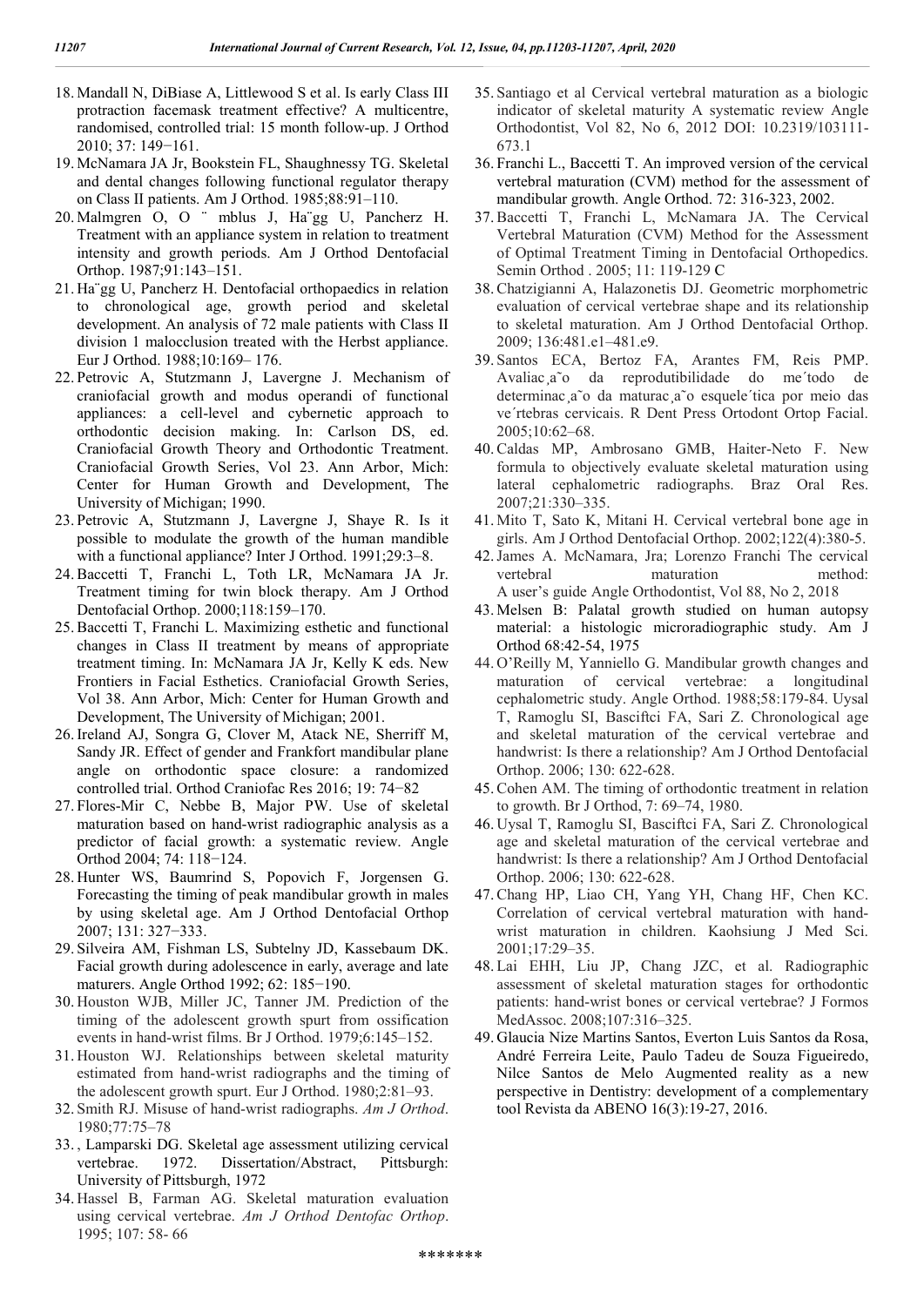18. Mandall N, DiBiase A, Littlewood S et al. Is early Class III protraction facemask treatment effective? A multicentre, randomised, controlled trial: 15 month follow-up. J Orthod 2010; 37: 149−161.
19. McNamara JA Jr, Bookstein FL, Shaughnessy TG. Skeletal and dental changes following functional regulator therapy on Class II patients. Am J Orthod. 1985;88:91–110.
20. Malmgren O, O ¨ mblus J, Ha¨gg U, Pancherz H. Treatment with an appliance system in relation to treatment intensity and growth periods. Am J Orthod Dentofacial Orthop. 1987;91:143–151.
21. Ha¨gg U, Pancherz H. Dentofacial orthopaedics in relation to chronological age, growth period and skeletal development. An analysis of 72 male patients with Class II division 1 malocclusion treated with the Herbst appliance. Eur J Orthod. 1988;10:169– 176.
22. Petrovic A, Stutzmann J, Lavergne J. Mechanism of craniofacial growth and modus operandi of functional appliances: a cell-level and cybernetic approach to orthodontic decision making. In: Carlson DS, ed. Craniofacial Growth Theory and Orthodontic Treatment. Craniofacial Growth Series, Vol 23. Ann Arbor, Mich: Center for Human Growth and Development, The University of Michigan; 1990.
23. Petrovic A, Stutzmann J, Lavergne J, Shaye R. Is it possible to modulate the growth of the human mandible with a functional appliance? Inter J Orthod. 1991;29:3–8.
24. Baccetti T, Franchi L, Toth LR, McNamara JA Jr. Treatment timing for twin block therapy. Am J Orthod Dentofacial Orthop. 2000;118:159–170.
25. Baccetti T, Franchi L. Maximizing esthetic and functional changes in Class II treatment by means of appropriate treatment timing. In: McNamara JA Jr, Kelly K eds. New Frontiers in Facial Esthetics. Craniofacial Growth Series, Vol 38. Ann Arbor, Mich: Center for Human Growth and Development, The University of Michigan; 2001.
26. Ireland AJ, Songra G, Clover M, Atack NE, Sherriff M, Sandy JR. Effect of gender and Frankfort mandibular plane angle on orthodontic space closure: a randomized controlled trial. Orthod Craniofac Res 2016; 19: 74−82
27. Flores-Mir C, Nebbe B, Major PW. Use of skeletal maturation based on hand-wrist radiographic analysis as a predictor of facial growth: a systematic review. Angle Orthod 2004; 74: 118−124.
28. Hunter WS, Baumrind S, Popovich F, Jorgensen G. Forecasting the timing of peak mandibular growth in males by using skeletal age. Am J Orthod Dentofacial Orthop 2007; 131: 327−333.
29. Silveira AM, Fishman LS, Subtelny JD, Kassebaum DK. Facial growth during adolescence in early, average and late maturers. Angle Orthod 1992; 62: 185−190.
30. Houston WJB, Miller JC, Tanner JM. Prediction of the timing of the adolescent growth spurt from ossification events in hand-wrist films. Br J Orthod. 1979;6:145–152.
31. Houston WJ. Relationships between skeletal maturity estimated from hand-wrist radiographs and the timing of the adolescent growth spurt. Eur J Orthod. 1980;2:81–93.
32. Smith RJ. Misuse of hand-wrist radiographs. *Am J Orthod*. 1980;77:75–78
33. , Lamparski DG. Skeletal age assessment utilizing cervical vertebrae. 1972. Dissertation/Abstract, Pittsburgh: University of Pittsburgh, 1972
34. Hassel B, Farman AG. Skeletal maturation evaluation using cervical vertebrae. *Am J Orthod Dentofac Orthop*. 1995; 107: 58- 66
35. Santiago et al Cervical vertebral maturation as a biologic indicator of skeletal maturity A systematic review Angle Orthodontist, Vol 82, No 6, 2012 DOI: 10.2319/103111-673.1
36. Franchi L., Baccetti T. An improved version of the cervical vertebral maturation (CVM) method for the assessment of mandibular growth. Angle Orthod. 72: 316-323, 2002.
37. Baccetti T, Franchi L, McNamara JA. The Cervical Vertebral Maturation (CVM) Method for the Assessment of Optimal Treatment Timing in Dentofacial Orthopedics. Semin Orthod . 2005; 11: 119-129 C
38. Chatzigianni A, Halazonetis DJ. Geometric morphometric evaluation of cervical vertebrae shape and its relationship to skeletal maturation. Am J Orthod Dentofacial Orthop. 2009; 136:481.e1–481.e9.
39. Santos ECA, Bertoz FA, Arantes FM, Reis PMP. Avaliac¸a˜o da reprodutibilidade do me´todo de determinac¸a˜o da maturac¸a˜o esquele´tica por meio das ve´rtebras cervicais. R Dent Press Ortodont Ortop Facial. 2005;10:62–68.
40. Caldas MP, Ambrosano GMB, Haiter-Neto F. New formula to objectively evaluate skeletal maturation using lateral cephalometric radiographs. Braz Oral Res. 2007;21:330–335.
41. Mito T, Sato K, Mitani H. Cervical vertebral bone age in girls. Am J Orthod Dentofacial Orthop. 2002;122(4):380-5.
42. James A. McNamara, Jra; Lorenzo Franchi The cervical vertebral maturation method: A user's guide Angle Orthodontist, Vol 88, No 2, 2018
43. Melsen B: Palatal growth studied on human autopsy material: a histologic microradiographic study. Am J Orthod 68:42-54, 1975
44. O'Reilly M, Yanniello G. Mandibular growth changes and maturation of cervical vertebrae: a longitudinal cephalometric study. Angle Orthod. 1988;58:179-84. Uysal T, Ramoglu SI, Basciftci FA, Sari Z. Chronological age and skeletal maturation of the cervical vertebrae and handwrist: Is there a relationship? Am J Orthod Dentofacial Orthop. 2006; 130: 622-628.
45. Cohen AM. The timing of orthodontic treatment in relation to growth. Br J Orthod, 7: 69–74, 1980.
46. Uysal T, Ramoglu SI, Basciftci FA, Sari Z. Chronological age and skeletal maturation of the cervical vertebrae and handwrist: Is there a relationship? Am J Orthod Dentofacial Orthop. 2006; 130: 622-628.
47. Chang HP, Liao CH, Yang YH, Chang HF, Chen KC. Correlation of cervical vertebral maturation with hand-wrist maturation in children. Kaohsiung J Med Sci. 2001;17:29–35.
48. Lai EHH, Liu JP, Chang JZC, et al. Radiographic assessment of skeletal maturation stages for orthodontic patients: hand-wrist bones or cervical vertebrae? J Formos MedAssoc. 2008;107:316–325.
49. Glaucia Nize Martins Santos, Everton Luis Santos da Rosa, André Ferreira Leite, Paulo Tadeu de Souza Figueiredo, Nilce Santos de Melo Augmented reality as a new perspective in Dentistry: development of a complementary tool Revista da ABENO 16(3):19-27, 2016.

*******